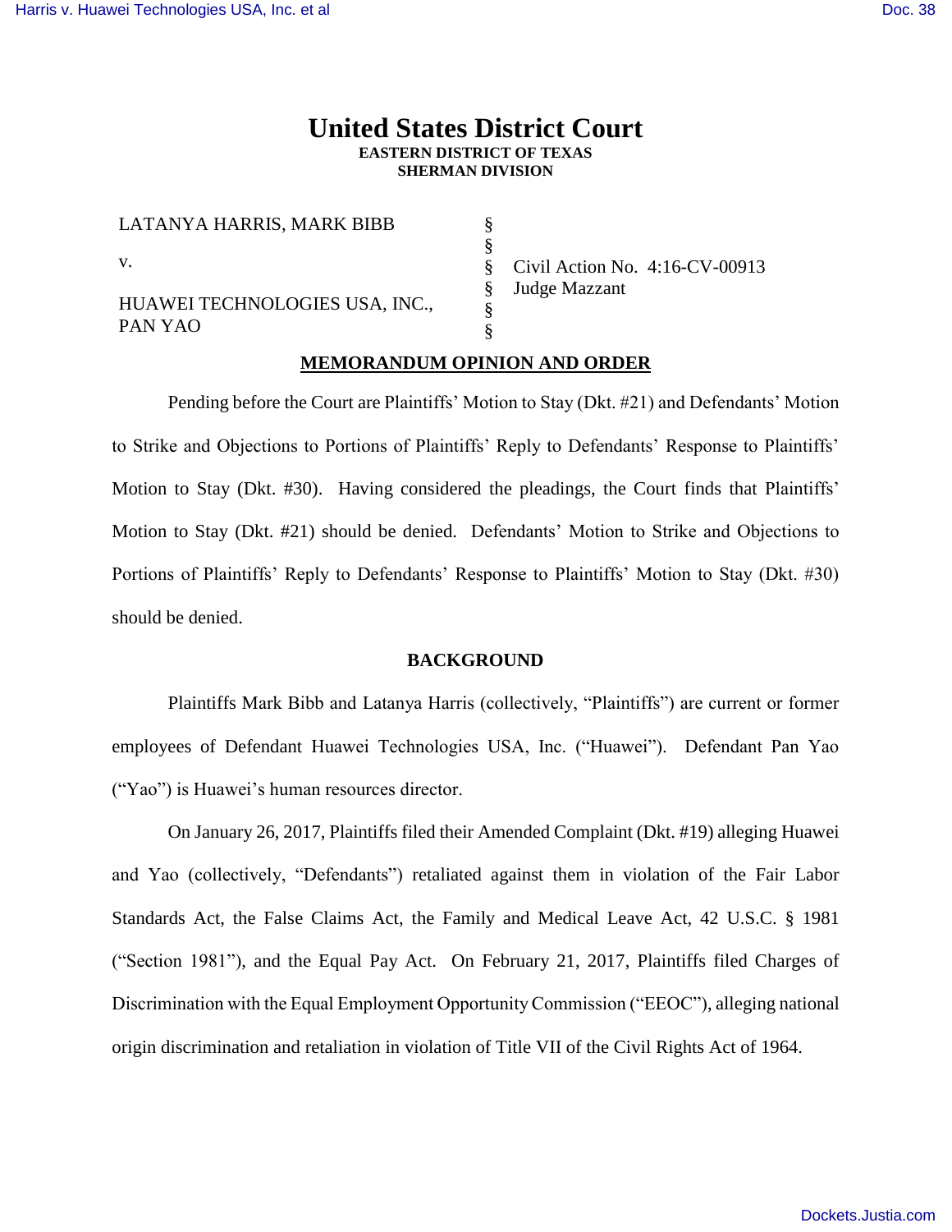# United States District Court
**EASTERN DISTRICT OF TEXAS**
**SHERMAN DIVISION**

| | | |
|---|---|---|
| LATANYA HARRIS, MARK BIBB | § | |
| | § | |
| v. | § | Civil Action No. 4:16-CV-00913 |
| | § | Judge Mazzant |
| HUAWEI TECHNOLOGIES USA, INC., PAN YAO | § | |
| | § | |

## MEMORANDUM OPINION AND ORDER

Pending before the Court are Plaintiffs' Motion to Stay (Dkt. #21) and Defendants' Motion to Strike and Objections to Portions of Plaintiffs' Reply to Defendants' Response to Plaintiffs' Motion to Stay (Dkt. #30). Having considered the pleadings, the Court finds that Plaintiffs' Motion to Stay (Dkt. #21) should be denied. Defendants' Motion to Strike and Objections to Portions of Plaintiffs' Reply to Defendants' Response to Plaintiffs' Motion to Stay (Dkt. #30) should be denied.

### BACKGROUND

Plaintiffs Mark Bibb and Latanya Harris (collectively, "Plaintiffs") are current or former employees of Defendant Huawei Technologies USA, Inc. ("Huawei"). Defendant Pan Yao ("Yao") is Huawei's human resources director.

On January 26, 2017, Plaintiffs filed their Amended Complaint (Dkt. #19) alleging Huawei and Yao (collectively, "Defendants") retaliated against them in violation of the Fair Labor Standards Act, the False Claims Act, the Family and Medical Leave Act, 42 U.S.C. § 1981 ("Section 1981"), and the Equal Pay Act. On February 21, 2017, Plaintiffs filed Charges of Discrimination with the Equal Employment Opportunity Commission ("EEOC"), alleging national origin discrimination and retaliation in violation of Title VII of the Civil Rights Act of 1964.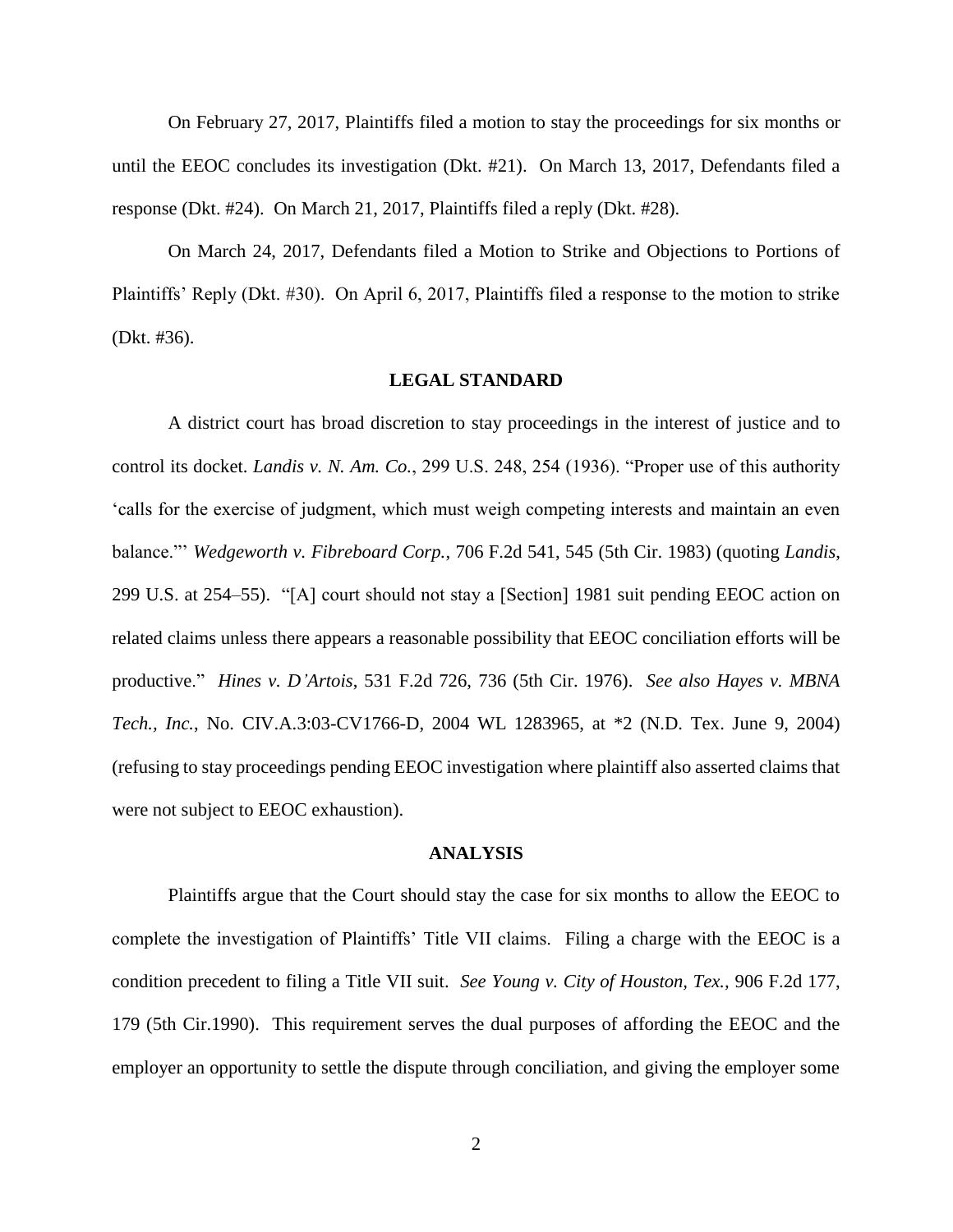On February 27, 2017, Plaintiffs filed a motion to stay the proceedings for six months or until the EEOC concludes its investigation (Dkt. #21). On March 13, 2017, Defendants filed a response (Dkt. #24). On March 21, 2017, Plaintiffs filed a reply (Dkt. #28).

On March 24, 2017, Defendants filed a Motion to Strike and Objections to Portions of Plaintiffs' Reply (Dkt. #30). On April 6, 2017, Plaintiffs filed a response to the motion to strike (Dkt. #36).

## LEGAL STANDARD

A district court has broad discretion to stay proceedings in the interest of justice and to control its docket. *Landis v. N. Am. Co.*, 299 U.S. 248, 254 (1936). "Proper use of this authority 'calls for the exercise of judgment, which must weigh competing interests and maintain an even balance."' *Wedgeworth v. Fibreboard Corp.*, 706 F.2d 541, 545 (5th Cir. 1983) (quoting *Landis*, 299 U.S. at 254–55). "[A] court should not stay a [Section] 1981 suit pending EEOC action on related claims unless there appears a reasonable possibility that EEOC conciliation efforts will be productive." *Hines v. D'Artois*, 531 F.2d 726, 736 (5th Cir. 1976). *See also Hayes v. MBNA Tech., Inc.*, No. CIV.A.3:03-CV1766-D, 2004 WL 1283965, at *2 (N.D. Tex. June 9, 2004) (refusing to stay proceedings pending EEOC investigation where plaintiff also asserted claims that were not subject to EEOC exhaustion).

## ANALYSIS

Plaintiffs argue that the Court should stay the case for six months to allow the EEOC to complete the investigation of Plaintiffs' Title VII claims. Filing a charge with the EEOC is a condition precedent to filing a Title VII suit. *See Young v. City of Houston, Tex.*, 906 F.2d 177, 179 (5th Cir.1990). This requirement serves the dual purposes of affording the EEOC and the employer an opportunity to settle the dispute through conciliation, and giving the employer some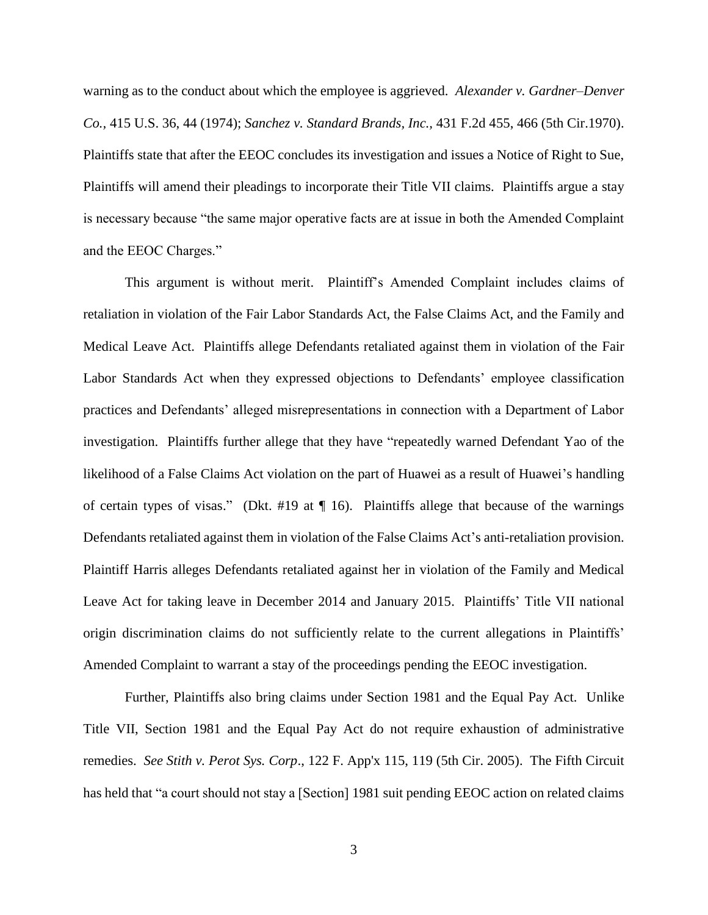warning as to the conduct about which the employee is aggrieved. *Alexander v. Gardner–Denver Co.*, 415 U.S. 36, 44 (1974); *Sanchez v. Standard Brands, Inc.*, 431 F.2d 455, 466 (5th Cir.1970). Plaintiffs state that after the EEOC concludes its investigation and issues a Notice of Right to Sue, Plaintiffs will amend their pleadings to incorporate their Title VII claims. Plaintiffs argue a stay is necessary because "the same major operative facts are at issue in both the Amended Complaint and the EEOC Charges."

This argument is without merit. Plaintiff's Amended Complaint includes claims of retaliation in violation of the Fair Labor Standards Act, the False Claims Act, and the Family and Medical Leave Act. Plaintiffs allege Defendants retaliated against them in violation of the Fair Labor Standards Act when they expressed objections to Defendants' employee classification practices and Defendants' alleged misrepresentations in connection with a Department of Labor investigation. Plaintiffs further allege that they have "repeatedly warned Defendant Yao of the likelihood of a False Claims Act violation on the part of Huawei as a result of Huawei's handling of certain types of visas." (Dkt. #19 at ¶ 16). Plaintiffs allege that because of the warnings Defendants retaliated against them in violation of the False Claims Act's anti-retaliation provision. Plaintiff Harris alleges Defendants retaliated against her in violation of the Family and Medical Leave Act for taking leave in December 2014 and January 2015. Plaintiffs' Title VII national origin discrimination claims do not sufficiently relate to the current allegations in Plaintiffs' Amended Complaint to warrant a stay of the proceedings pending the EEOC investigation.

Further, Plaintiffs also bring claims under Section 1981 and the Equal Pay Act. Unlike Title VII, Section 1981 and the Equal Pay Act do not require exhaustion of administrative remedies. *See Stith v. Perot Sys. Corp*., 122 F. App'x 115, 119 (5th Cir. 2005). The Fifth Circuit has held that "a court should not stay a [Section] 1981 suit pending EEOC action on related claims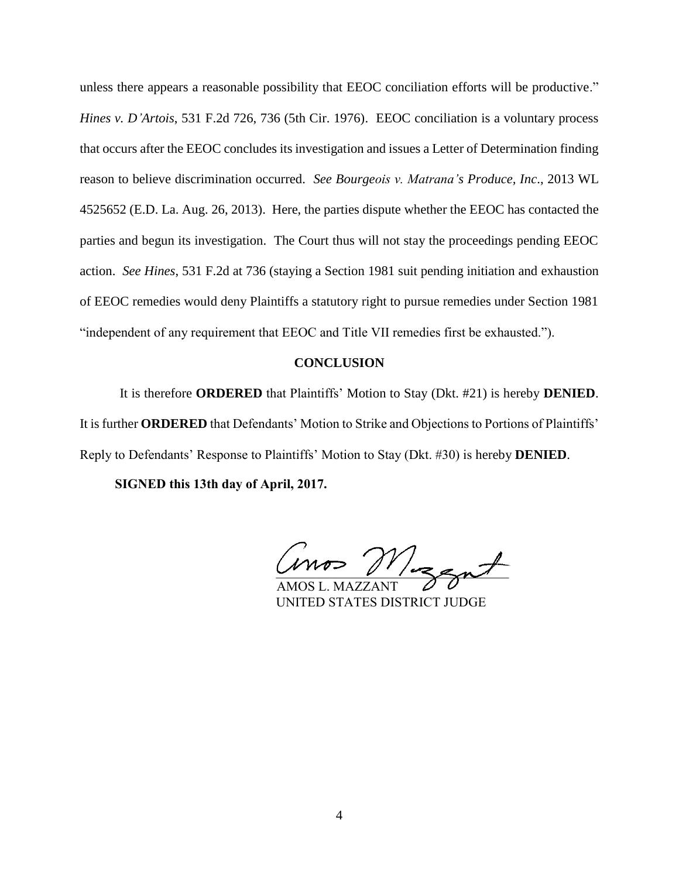unless there appears a reasonable possibility that EEOC conciliation efforts will be productive." *Hines v. D'Artois*, 531 F.2d 726, 736 (5th Cir. 1976). EEOC conciliation is a voluntary process that occurs after the EEOC concludes its investigation and issues a Letter of Determination finding reason to believe discrimination occurred. *See Bourgeois v. Matrana's Produce, Inc*., 2013 WL 4525652 (E.D. La. Aug. 26, 2013). Here, the parties dispute whether the EEOC has contacted the parties and begun its investigation. The Court thus will not stay the proceedings pending EEOC action. *See Hines*, 531 F.2d at 736 (staying a Section 1981 suit pending initiation and exhaustion of EEOC remedies would deny Plaintiffs a statutory right to pursue remedies under Section 1981 "independent of any requirement that EEOC and Title VII remedies first be exhausted.").

## CONCLUSION

It is therefore **ORDERED** that Plaintiffs' Motion to Stay (Dkt. #21) is hereby **DENIED**. It is further **ORDERED** that Defendants' Motion to Strike and Objections to Portions of Plaintiffs' Reply to Defendants' Response to Plaintiffs' Motion to Stay (Dkt. #30) is hereby **DENIED**.

**SIGNED this 13th day of April, 2017.**

AMOS L. MAZZANT
UNITED STATES DISTRICT JUDGE